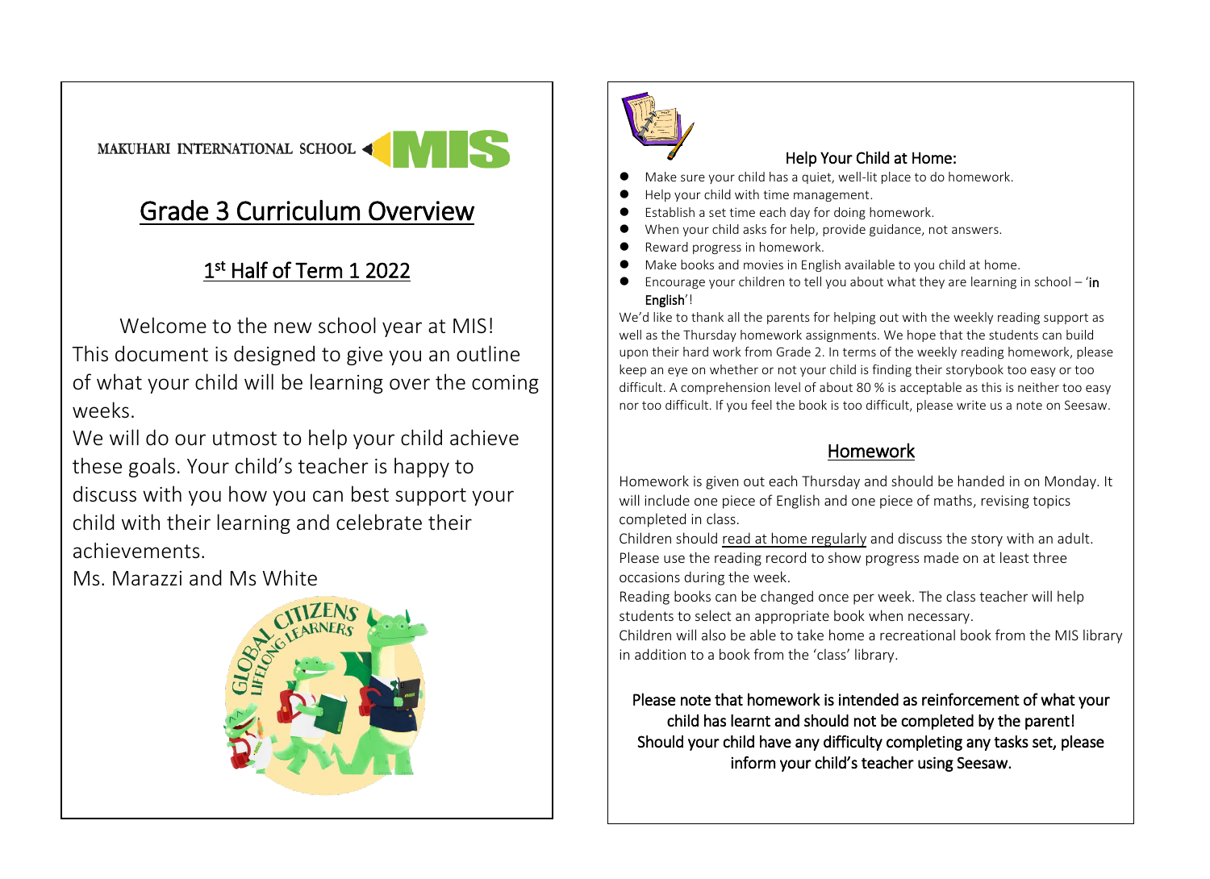MAKUHARI INTERNATIONAL SCHOOL MIS

# Grade 3 Curriculum Overview

## 1st Half of Term 1 2022

Welcome to the new school year at MIS! This document is designed to give you an outline of what your child will be learning over the coming weeks.

We will do our utmost to help your child achieve these goals. Your child's teacher is happy to discuss with you how you can best support your child with their learning and celebrate their achievements.

Ms. Marazzi and Ms White

### Help Your Child at Home:

- Make sure your child has a quiet, well-lit place to do homework.
- Help your child with time management.
- Establish a set time each day for doing homework.
- When your child asks for help, provide guidance, not answers.
- Reward progress in homework.
- Make books and movies in English available to you child at home.
- Encourage your children to tell you about what they are learning in school – '**in English**'!

We'd like to thank all the parents for helping out with the weekly reading support as well as the Thursday homework assignments. We hope that the students can build upon their hard work from Grade 2. In terms of the weekly reading homework, please keep an eye on whether or not your child is finding their storybook too easy or too difficult. A comprehension level of about 80 % is acceptable as this is neither too easy nor too difficult. If you feel the book is too difficult, please write us a note on Seesaw.

## Homework

Homework is given out each Thursday and should be handed in on Monday. It will include one piece of English and one piece of maths, revising topics completed in class.

Children should read at home regularly and discuss the story with an adult. Please use the reading record to show progress made on at least three occasions during the week.

Reading books can be changed once per week. The class teacher will help students to select an appropriate book when necessary.

Children will also be able to take home a recreational book from the MIS library in addition to a book from the 'class' library.

Please note that homework is intended as reinforcement of what your child has learnt and should not be completed by the parent! Should your child have any difficulty completing any tasks set, please inform your child's teacher using Seesaw.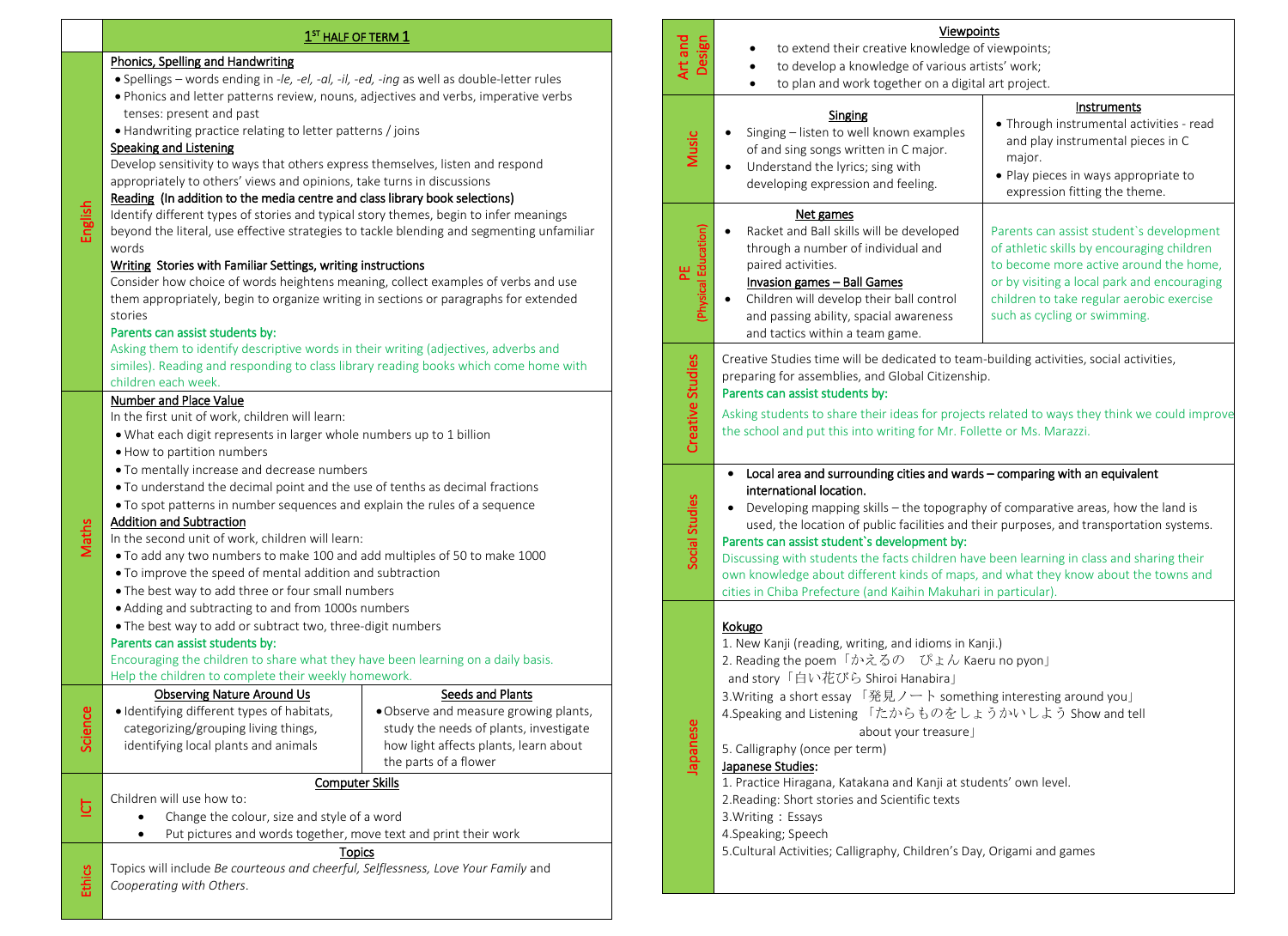# 1[ST] HALF OF TERM 1

## English

**Phonics, Spelling and Handwriting**

- Spellings – words ending in *-le, -el, -al, -il, -ed, -ing* as well as double-letter rules
- Phonics and letter patterns review, nouns, adjectives and verbs, imperative verbs tenses: present and past
- Handwriting practice relating to letter patterns / joins

**Speaking and Listening**

Develop sensitivity to ways that others express themselves, listen and respond appropriately to others' views and opinions, take turns in discussions

**Reading (In addition to the media centre and class library book selections)**

Identify different types of stories and typical story themes, begin to infer meanings beyond the literal, use effective strategies to tackle blending and segmenting unfamiliar words

**Writing Stories with Familiar Settings, writing instructions**

Consider how choice of words heightens meaning, collect examples of verbs and use them appropriately, begin to organize writing in sections or paragraphs for extended stories

Parents can assist students by:

Asking them to identify descriptive words in their writing (adjectives, adverbs and similes). Reading and responding to class library reading books which come home with children each week.

## Maths

**Number and Place Value**

In the first unit of work, children will learn:

- What each digit represents in larger whole numbers up to 1 billion
- How to partition numbers
- To mentally increase and decrease numbers
- To understand the decimal point and the use of tenths as decimal fractions
- To spot patterns in number sequences and explain the rules of a sequence

**Addition and Subtraction**

In the second unit of work, children will learn:

- To add any two numbers to make 100 and add multiples of 50 to make 1000
- To improve the speed of mental addition and subtraction
- The best way to add three or four small numbers
- Adding and subtracting to and from 1000s numbers
- The best way to add or subtract two, three-digit numbers

Parents can assist students by:

Encouraging the children to share what they have been learning on a daily basis. Help the children to complete their weekly homework.

## Science

| Observing Nature Around Us | Seeds and Plants |
|---|---|
| • Identifying different types of habitats, categorizing/grouping living things, identifying local plants and animals | • Observe and measure growing plants, study the needs of plants, investigate how light affects plants, learn about the parts of a flower |

## ICT

**Computer Skills**

Children will use how to:

- Change the colour, size and style of a word
- Put pictures and words together, move text and print their work

## Ethics

**Topics**

Topics will include *Be courteous and cheerful, Selflessness, Love Your Family* and *Cooperating with Others*.

## Art and Design

**Viewpoints**

- to extend their creative knowledge of viewpoints;
- to develop a knowledge of various artists' work;
- to plan and work together on a digital art project.

## Music

| Singing | Instruments |
|---|---|
| • Singing – listen to well known examples of and sing songs written in C major.<br>• Understand the lyrics; sing with developing expression and feeling. | • Through instrumental activities - read and play instrumental pieces in C major.<br>• Play pieces in ways appropriate to expression fitting the theme. |

## PE (Physical Education)

**Net games**

- Racket and Ball skills will be developed through a number of individual and paired activities.

**Invasion games – Ball Games**

- Children will develop their ball control and passing ability, spacial awareness and tactics within a team game.

Parents can assist student`s development of athletic skills by encouraging children to become more active around the home, or by visiting a local park and encouraging children to take regular aerobic exercise such as cycling or swimming.

## Creative Studies

Creative Studies time will be dedicated to team-building activities, social activities, preparing for assemblies, and Global Citizenship.

Parents can assist students by:

Asking students to share their ideas for projects related to ways they think we could improve the school and put this into writing for Mr. Follette or Ms. Marazzi.

## Social Studies

- **Local area and surrounding cities and wards – comparing with an equivalent international location.**
- Developing mapping skills – the topography of comparative areas, how the land is used, the location of public facilities and their purposes, and transportation systems.

Parents can assist student`s development by:

Discussing with students the facts children have been learning in class and sharing their own knowledge about different kinds of maps, and what they know about the towns and cities in Chiba Prefecture (and Kaihin Makuhari in particular).

## Japanese

**Kokugo**

1. New Kanji (reading, writing, and idioms in Kanji.)
2. Reading the poem「かえるの　ぴょん Kaeru no pyon」 and story「白い花びら Shiroi Hanabira」
3. Writing a short essay 「発見ノート something interesting around you」
4. Speaking and Listening 「たからものをしょうかいしよう Show and tell about your treasure」
5. Calligraphy (once per term)

**Japanese Studies:**

1. Practice Hiragana, Katakana and Kanji at students' own level.
2. Reading: Short stories and Scientific texts
3. Writing：Essays
4. Speaking; Speech
5. Cultural Activities; Calligraphy, Children's Day, Origami and games